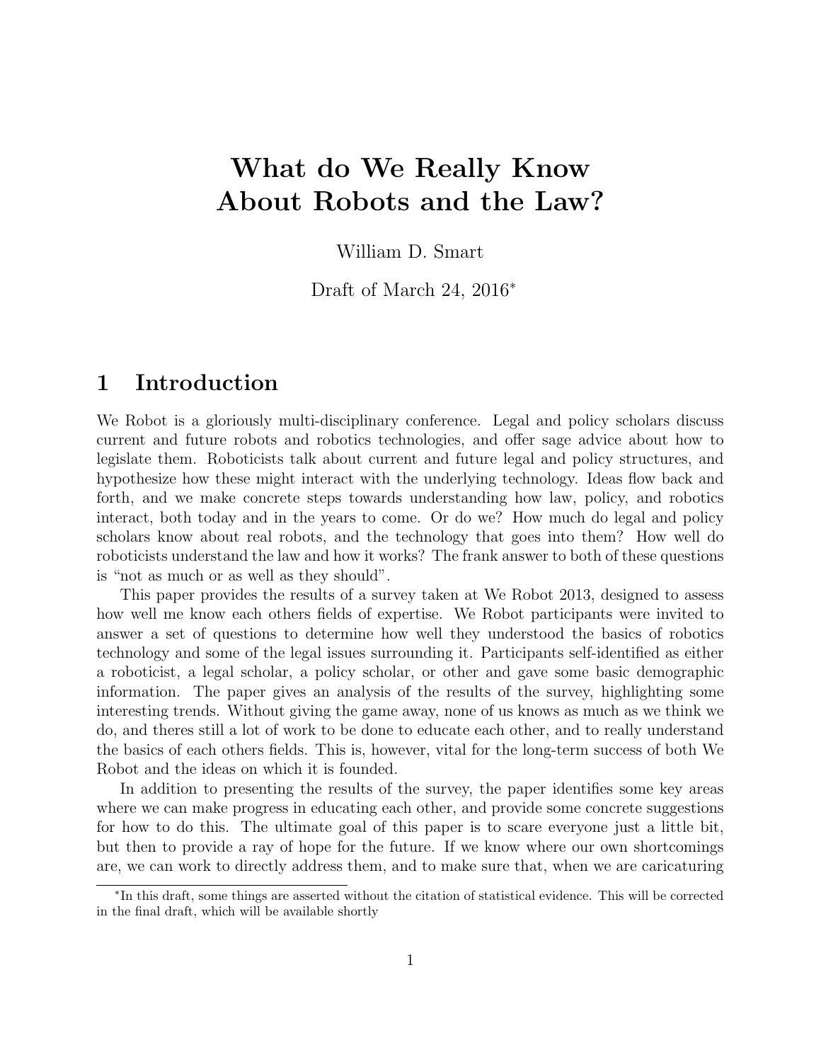# What do We Really Know About Robots and the Law?

William D. Smart

Draft of March 24, 2016[*]

## 1 Introduction

We Robot is a gloriously multi-disciplinary conference. Legal and policy scholars discuss current and future robots and robotics technologies, and offer sage advice about how to legislate them. Roboticists talk about current and future legal and policy structures, and hypothesize how these might interact with the underlying technology. Ideas flow back and forth, and we make concrete steps towards understanding how law, policy, and robotics interact, both today and in the years to come. Or do we? How much do legal and policy scholars know about real robots, and the technology that goes into them? How well do roboticists understand the law and how it works? The frank answer to both of these questions is "not as much or as well as they should".

This paper provides the results of a survey taken at We Robot 2013, designed to assess how well me know each others fields of expertise. We Robot participants were invited to answer a set of questions to determine how well they understood the basics of robotics technology and some of the legal issues surrounding it. Participants self-identified as either a roboticist, a legal scholar, a policy scholar, or other and gave some basic demographic information. The paper gives an analysis of the results of the survey, highlighting some interesting trends. Without giving the game away, none of us knows as much as we think we do, and theres still a lot of work to be done to educate each other, and to really understand the basics of each others fields. This is, however, vital for the long-term success of both We Robot and the ideas on which it is founded.

In addition to presenting the results of the survey, the paper identifies some key areas where we can make progress in educating each other, and provide some concrete suggestions for how to do this. The ultimate goal of this paper is to scare everyone just a little bit, but then to provide a ray of hope for the future. If we know where our own shortcomings are, we can work to directly address them, and to make sure that, when we are caricaturing

[*] In this draft, some things are asserted without the citation of statistical evidence. This will be corrected in the final draft, which will be available shortly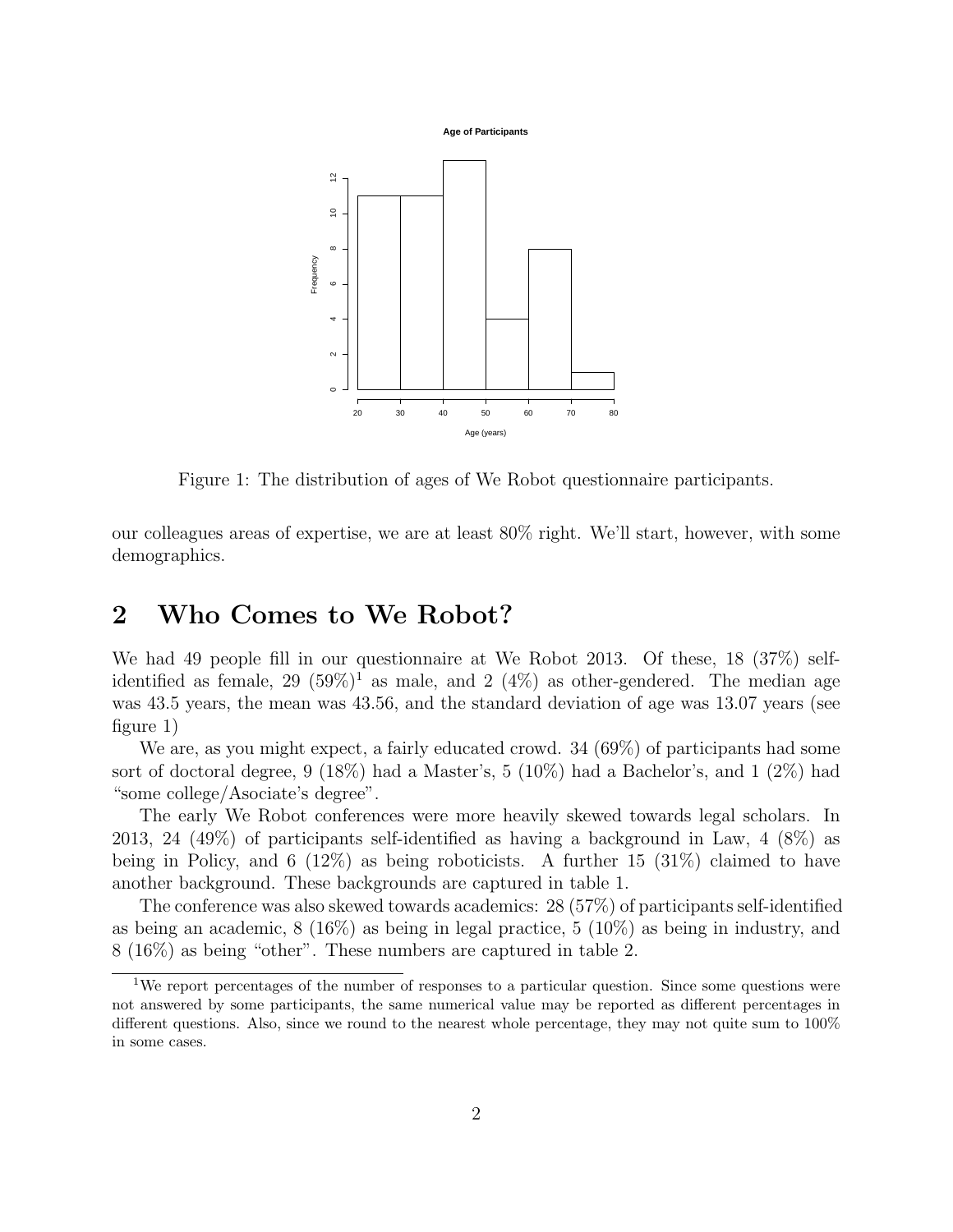Age of Participants

Frequency

0
2
4
6
8
10
12

20
30
40
50
60
70
80

Age (years)

Figure 1: The distribution of ages of We Robot questionnaire participants.

our colleagues areas of expertise, we are at least 80% right. We'll start, however, with some demographics.

## 2 Who Comes to We Robot?

We had 49 people fill in our questionnaire at We Robot 2013. Of these, 18 (37%) self-identified as female, 29 (59%)[1] as male, and 2 (4%) as other-gendered. The median age was 43.5 years, the mean was 43.56, and the standard deviation of age was 13.07 years (see figure 1)

We are, as you might expect, a fairly educated crowd. 34 (69%) of participants had some sort of doctoral degree, 9 (18%) had a Master's, 5 (10%) had a Bachelor's, and 1 (2%) had "some college/Asociate's degree".

The early We Robot conferences were more heavily skewed towards legal scholars. In 2013, 24 (49%) of participants self-identified as having a background in Law, 4 (8%) as being in Policy, and 6 (12%) as being roboticists. A further 15 (31%) claimed to have another background. These backgrounds are captured in table 1.

The conference was also skewed towards academics: 28 (57%) of participants self-identified as being an academic, 8 (16%) as being in legal practice, 5 (10%) as being in industry, and 8 (16%) as being "other". These numbers are captured in table 2.

[1] We report percentages of the number of responses to a particular question. Since some questions were not answered by some participants, the same numerical value may be reported as different percentages in different questions. Also, since we round to the nearest whole percentage, they may not quite sum to 100% in some cases.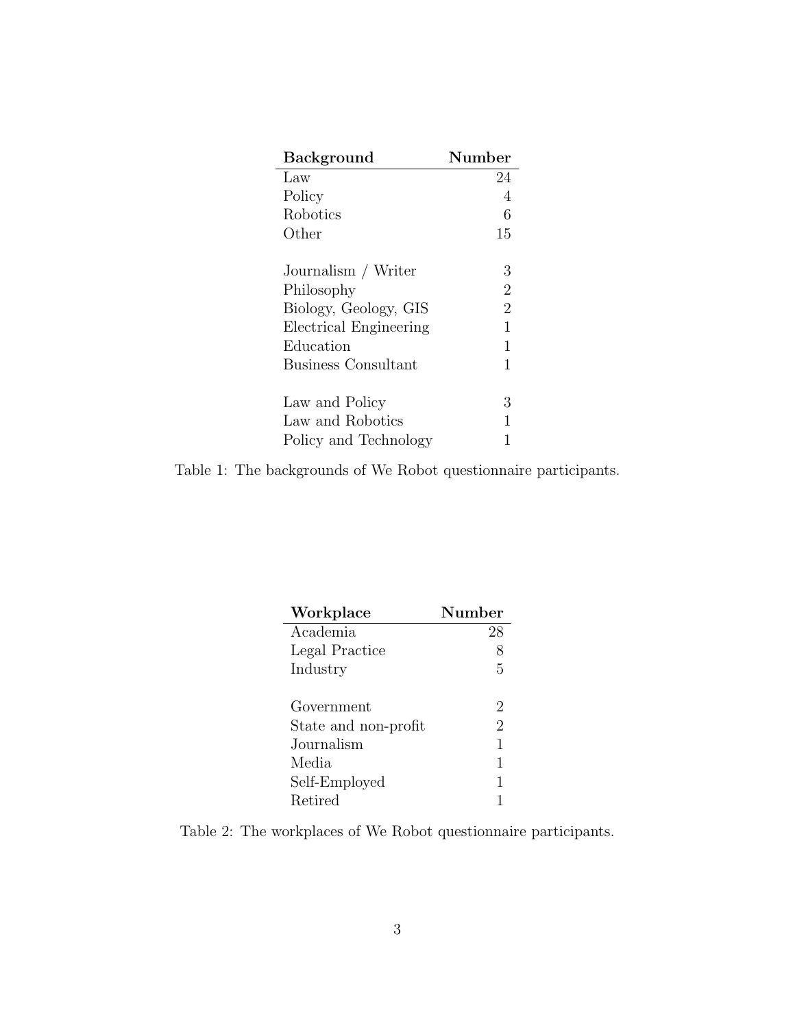| Background | Number |
|---|---|
| Law | 24 |
| Policy | 4 |
| Robotics | 6 |
| Other | 15 |
| | |
| Journalism / Writer | 3 |
| Philosophy | 2 |
| Biology, Geology, GIS | 2 |
| Electrical Engineering | 1 |
| Education | 1 |
| Business Consultant | 1 |
| | |
| Law and Policy | 3 |
| Law and Robotics | 1 |
| Policy and Technology | 1 |

Table 1: The backgrounds of We Robot questionnaire participants.

| Workplace | Number |
|---|---|
| Academia | 28 |
| Legal Practice | 8 |
| Industry | 5 |
| | |
| Government | 2 |
| State and non-profit | 2 |
| Journalism | 1 |
| Media | 1 |
| Self-Employed | 1 |
| Retired | 1 |

Table 2: The workplaces of We Robot questionnaire participants.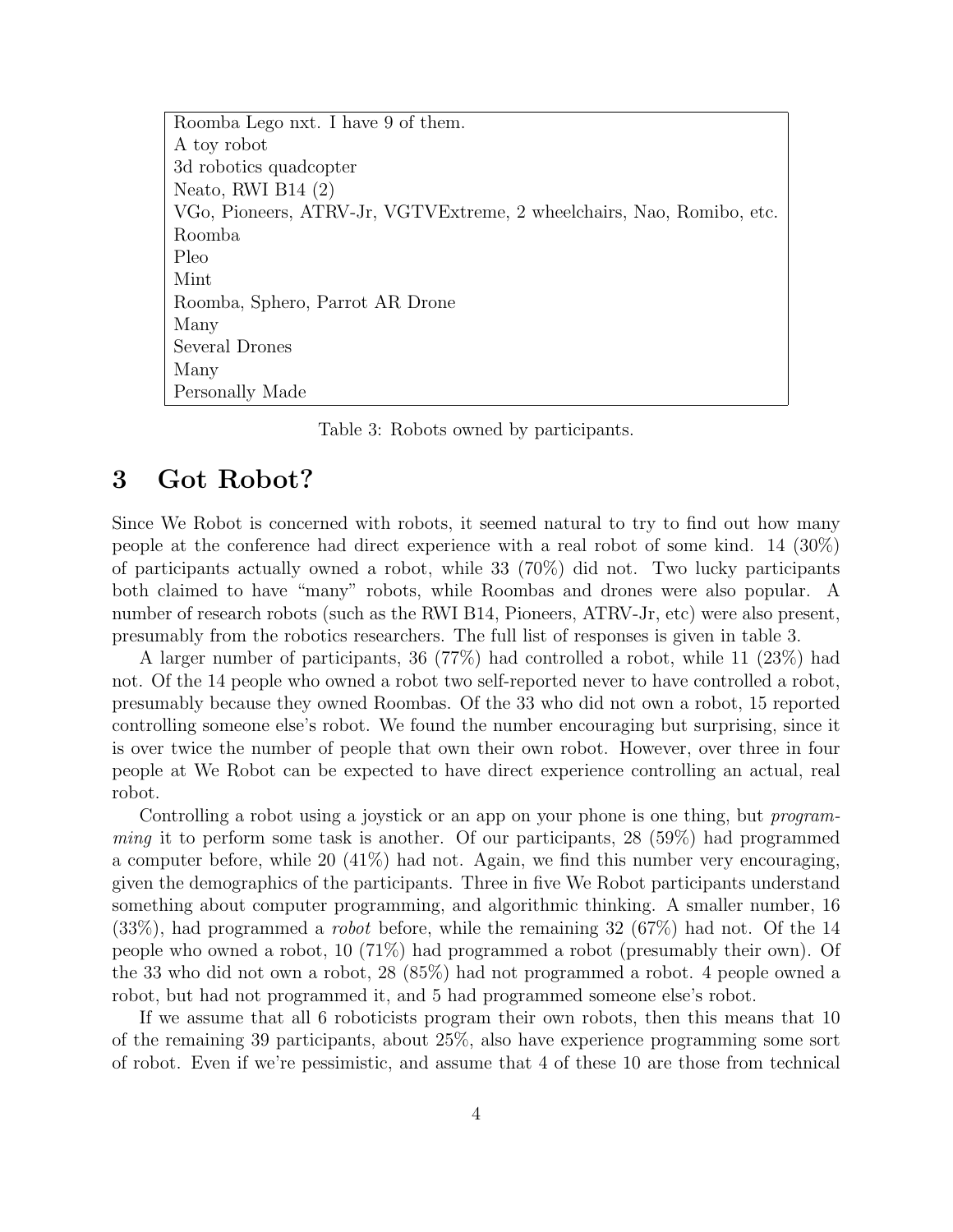| |
|---|
| Roomba Lego nxt. I have 9 of them. |
| A toy robot |
| 3d robotics quadcopter |
| Neato, RWI B14 (2) |
| VGo, Pioneers, ATRV-Jr, VGTVExtreme, 2 wheelchairs, Nao, Romibo, etc. |
| Roomba |
| Pleo |
| Mint |
| Roomba, Sphero, Parrot AR Drone |
| Many |
| Several Drones |
| Many |
| Personally Made |

Table 3: Robots owned by participants.

# 3 Got Robot?

Since We Robot is concerned with robots, it seemed natural to try to find out how many people at the conference had direct experience with a real robot of some kind. 14 (30%) of participants actually owned a robot, while 33 (70%) did not. Two lucky participants both claimed to have "many" robots, while Roombas and drones were also popular. A number of research robots (such as the RWI B14, Pioneers, ATRV-Jr, etc) were also present, presumably from the robotics researchers. The full list of responses is given in table 3.

A larger number of participants, 36 (77%) had controlled a robot, while 11 (23%) had not. Of the 14 people who owned a robot two self-reported never to have controlled a robot, presumably because they owned Roombas. Of the 33 who did not own a robot, 15 reported controlling someone else's robot. We found the number encouraging but surprising, since it is over twice the number of people that own their own robot. However, over three in four people at We Robot can be expected to have direct experience controlling an actual, real robot.

Controlling a robot using a joystick or an app on your phone is one thing, but *programming* it to perform some task is another. Of our participants, 28 (59%) had programmed a computer before, while 20 (41%) had not. Again, we find this number very encouraging, given the demographics of the participants. Three in five We Robot participants understand something about computer programming, and algorithmic thinking. A smaller number, 16 (33%), had programmed a *robot* before, while the remaining 32 (67%) had not. Of the 14 people who owned a robot, 10 (71%) had programmed a robot (presumably their own). Of the 33 who did not own a robot, 28 (85%) had not programmed a robot. 4 people owned a robot, but had not programmed it, and 5 had programmed someone else's robot.

If we assume that all 6 roboticists program their own robots, then this means that 10 of the remaining 39 participants, about 25%, also have experience programming some sort of robot. Even if we're pessimistic, and assume that 4 of these 10 are those from technical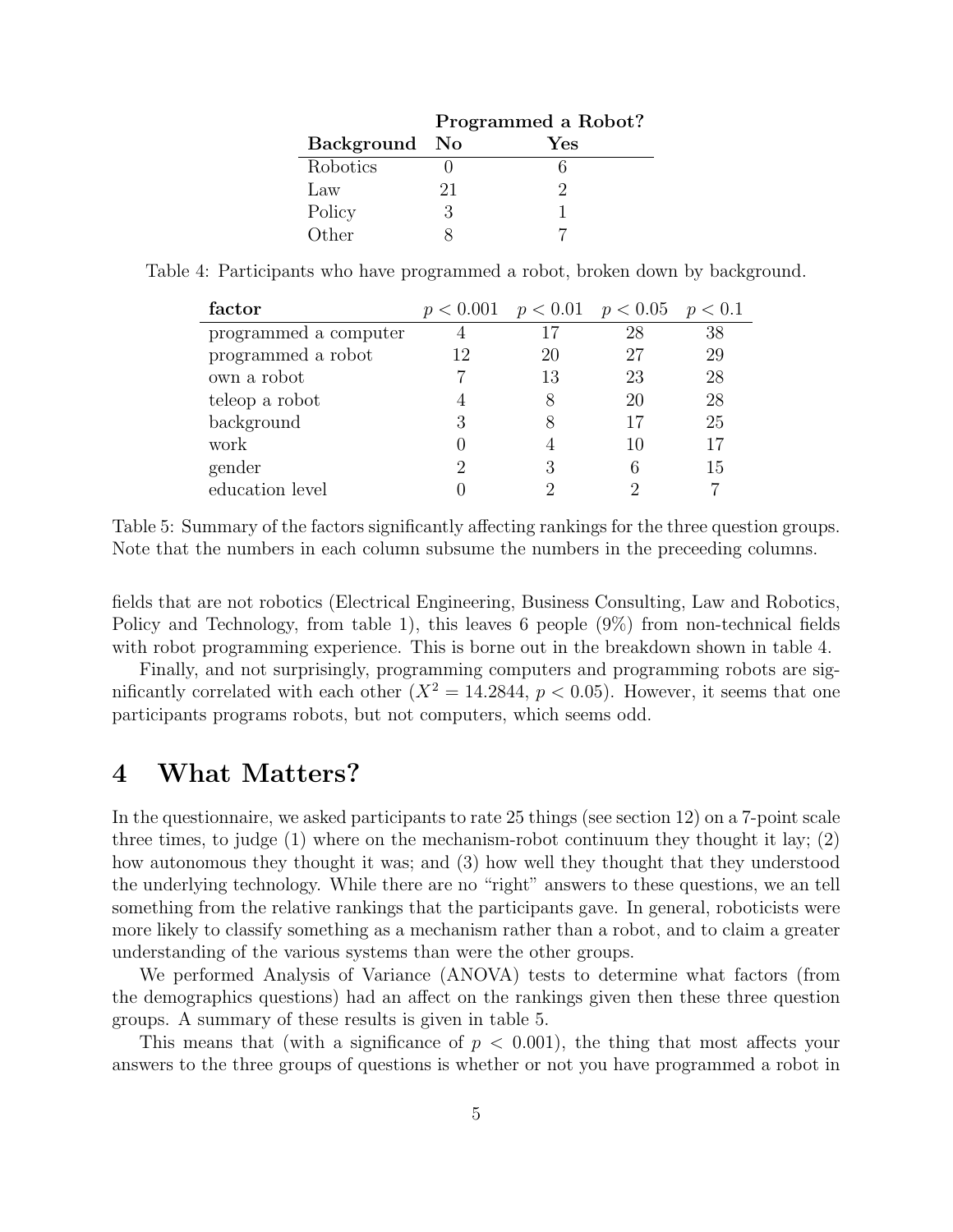| | Programmed a Robot? | |
|---|---|---|
| **Background** | **No** | **Yes** |
| Robotics | 0 | 6 |
| Law | 21 | 2 |
| Policy | 3 | 1 |
| Other | 8 | 7 |

Table 4: Participants who have programmed a robot, broken down by background.

| **factor** | $p < 0.001$ | $p < 0.01$ | $p < 0.05$ | $p < 0.1$ |
|---|---|---|---|---|
| programmed a computer | 4 | 17 | 28 | 38 |
| programmed a robot | 12 | 20 | 27 | 29 |
| own a robot | 7 | 13 | 23 | 28 |
| teleop a robot | 4 | 8 | 20 | 28 |
| background | 3 | 8 | 17 | 25 |
| work | 0 | 4 | 10 | 17 |
| gender | 2 | 3 | 6 | 15 |
| education level | 0 | 2 | 2 | 7 |

Table 5: Summary of the factors significantly affecting rankings for the three question groups. Note that the numbers in each column subsume the numbers in the preceeding columns.

fields that are not robotics (Electrical Engineering, Business Consulting, Law and Robotics, Policy and Technology, from table 1), this leaves 6 people (9%) from non-technical fields with robot programming experience. This is borne out in the breakdown shown in table 4.

Finally, and not surprisingly, programming computers and programming robots are significantly correlated with each other ($X^2 = 14.2844$, $p < 0.05$). However, it seems that one participants programs robots, but not computers, which seems odd.

# 4 What Matters?

In the questionnaire, we asked participants to rate 25 things (see section 12) on a 7-point scale three times, to judge (1) where on the mechanism-robot continuum they thought it lay; (2) how autonomous they thought it was; and (3) how well they thought that they understood the underlying technology. While there are no "right" answers to these questions, we an tell something from the relative rankings that the participants gave. In general, roboticists were more likely to classify something as a mechanism rather than a robot, and to claim a greater understanding of the various systems than were the other groups.

We performed Analysis of Variance (ANOVA) tests to determine what factors (from the demographics questions) had an affect on the rankings given then these three question groups. A summary of these results is given in table 5.

This means that (with a significance of $p < 0.001$), the thing that most affects your answers to the three groups of questions is whether or not you have programmed a robot in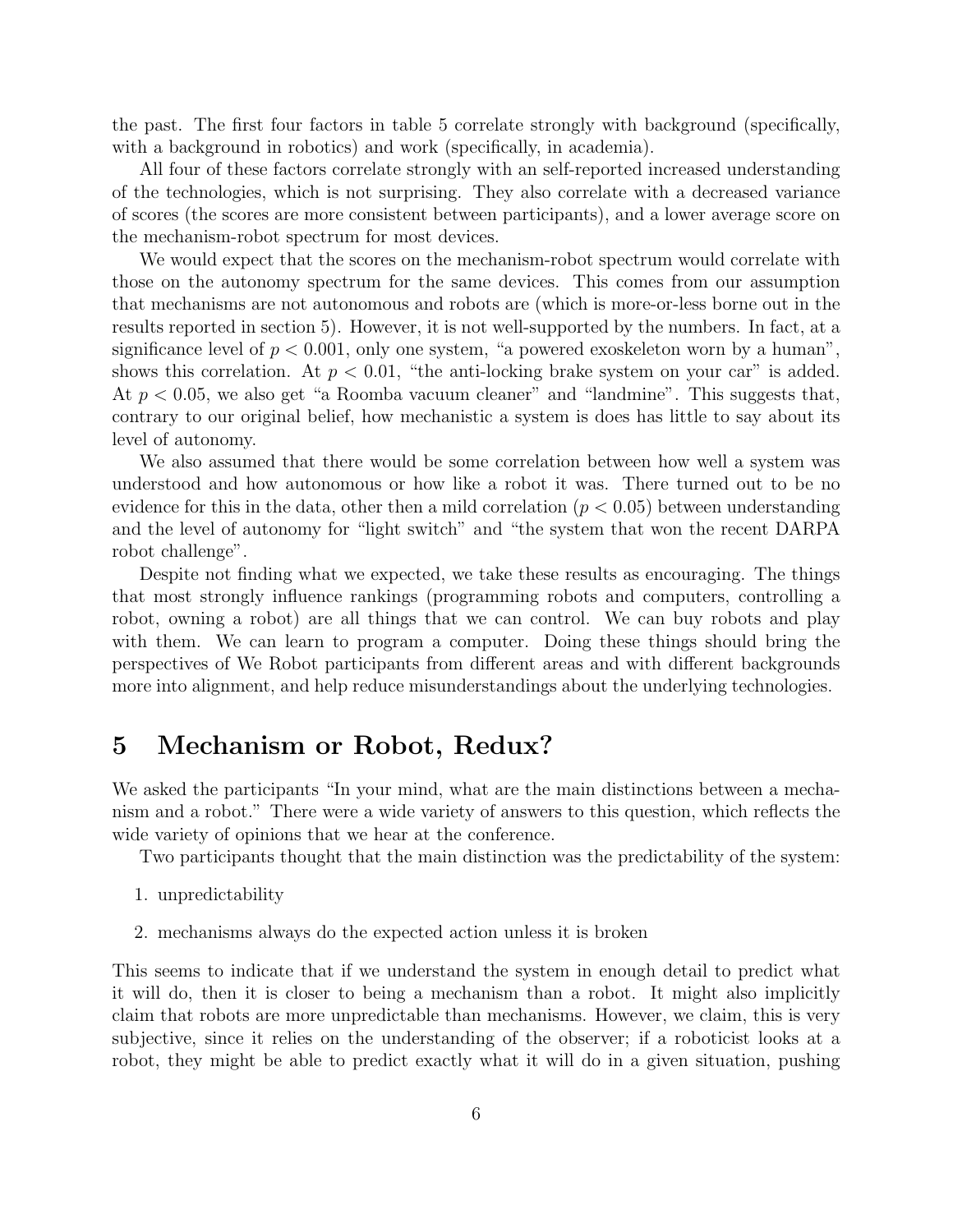the past. The first four factors in table 5 correlate strongly with background (specifically, with a background in robotics) and work (specifically, in academia).

All four of these factors correlate strongly with an self-reported increased understanding of the technologies, which is not surprising. They also correlate with a decreased variance of scores (the scores are more consistent between participants), and a lower average score on the mechanism-robot spectrum for most devices.

We would expect that the scores on the mechanism-robot spectrum would correlate with those on the autonomy spectrum for the same devices. This comes from our assumption that mechanisms are not autonomous and robots are (which is more-or-less borne out in the results reported in section 5). However, it is not well-supported by the numbers. In fact, at a significance level of $p < 0.001$, only one system, "a powered exoskeleton worn by a human", shows this correlation. At $p < 0.01$, "the anti-locking brake system on your car" is added. At $p < 0.05$, we also get "a Roomba vacuum cleaner" and "landmine". This suggests that, contrary to our original belief, how mechanistic a system is does has little to say about its level of autonomy.

We also assumed that there would be some correlation between how well a system was understood and how autonomous or how like a robot it was. There turned out to be no evidence for this in the data, other then a mild correlation ($p < 0.05$) between understanding and the level of autonomy for "light switch" and "the system that won the recent DARPA robot challenge".

Despite not finding what we expected, we take these results as encouraging. The things that most strongly influence rankings (programming robots and computers, controlling a robot, owning a robot) are all things that we can control. We can buy robots and play with them. We can learn to program a computer. Doing these things should bring the perspectives of We Robot participants from different areas and with different backgrounds more into alignment, and help reduce misunderstandings about the underlying technologies.

# 5 Mechanism or Robot, Redux?

We asked the participants "In your mind, what are the main distinctions between a mechanism and a robot." There were a wide variety of answers to this question, which reflects the wide variety of opinions that we hear at the conference.

Two participants thought that the main distinction was the predictability of the system:

1. unpredictability
2. mechanisms always do the expected action unless it is broken

This seems to indicate that if we understand the system in enough detail to predict what it will do, then it is closer to being a mechanism than a robot. It might also implicitly claim that robots are more unpredictable than mechanisms. However, we claim, this is very subjective, since it relies on the understanding of the observer; if a roboticist looks at a robot, they might be able to predict exactly what it will do in a given situation, pushing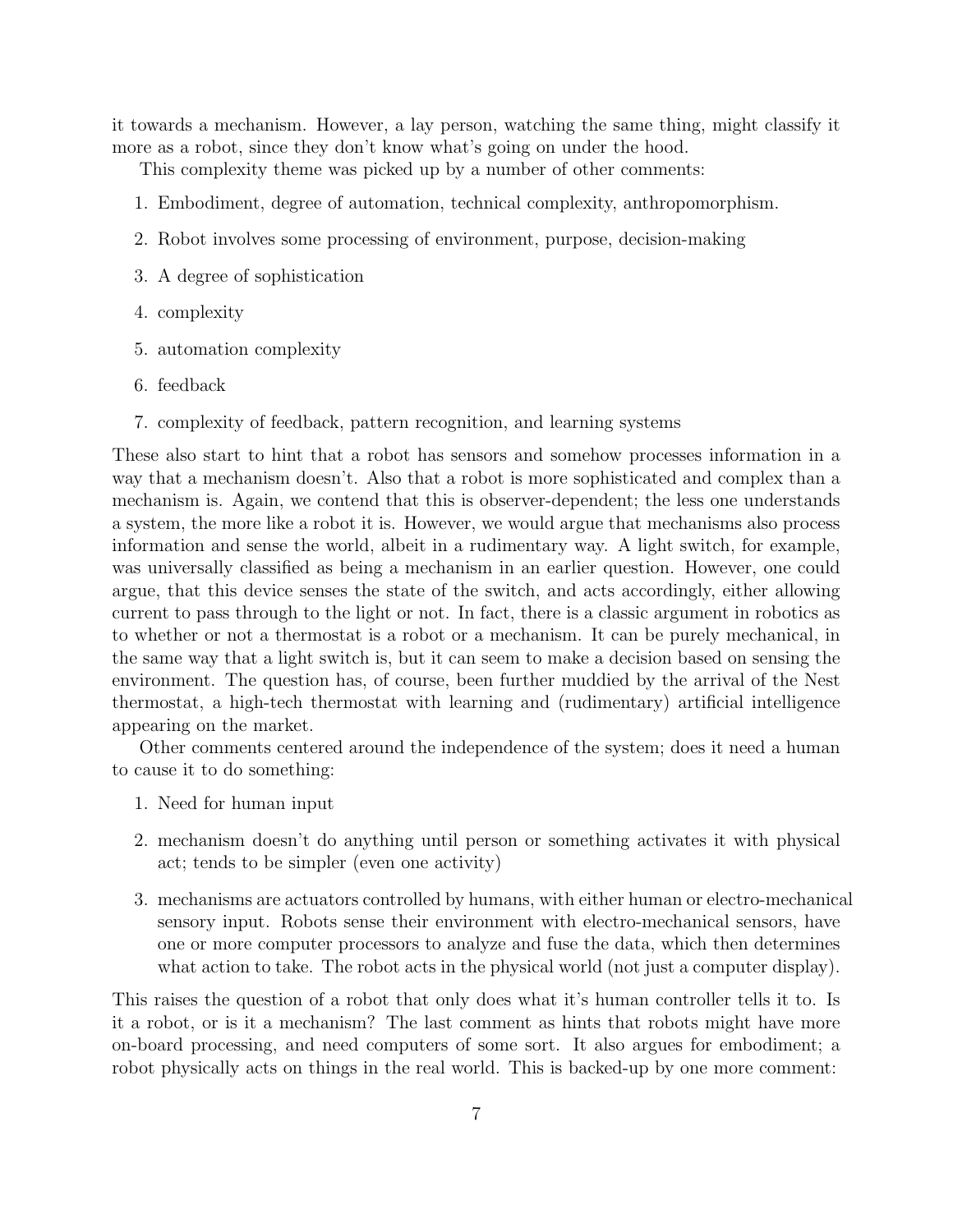it towards a mechanism. However, a lay person, watching the same thing, might classify it more as a robot, since they don't know what's going on under the hood.

This complexity theme was picked up by a number of other comments:

1. Embodiment, degree of automation, technical complexity, anthropomorphism.
2. Robot involves some processing of environment, purpose, decision-making
3. A degree of sophistication
4. complexity
5. automation complexity
6. feedback
7. complexity of feedback, pattern recognition, and learning systems

These also start to hint that a robot has sensors and somehow processes information in a way that a mechanism doesn't. Also that a robot is more sophisticated and complex than a mechanism is. Again, we contend that this is observer-dependent; the less one understands a system, the more like a robot it is. However, we would argue that mechanisms also process information and sense the world, albeit in a rudimentary way. A light switch, for example, was universally classified as being a mechanism in an earlier question. However, one could argue, that this device senses the state of the switch, and acts accordingly, either allowing current to pass through to the light or not. In fact, there is a classic argument in robotics as to whether or not a thermostat is a robot or a mechanism. It can be purely mechanical, in the same way that a light switch is, but it can seem to make a decision based on sensing the environment. The question has, of course, been further muddied by the arrival of the Nest thermostat, a high-tech thermostat with learning and (rudimentary) artificial intelligence appearing on the market.

Other comments centered around the independence of the system; does it need a human to cause it to do something:

1. Need for human input
2. mechanism doesn't do anything until person or something activates it with physical act; tends to be simpler (even one activity)
3. mechanisms are actuators controlled by humans, with either human or electro-mechanical sensory input. Robots sense their environment with electro-mechanical sensors, have one or more computer processors to analyze and fuse the data, which then determines what action to take. The robot acts in the physical world (not just a computer display).

This raises the question of a robot that only does what it's human controller tells it to. Is it a robot, or is it a mechanism? The last comment as hints that robots might have more on-board processing, and need computers of some sort. It also argues for embodiment; a robot physically acts on things in the real world. This is backed-up by one more comment: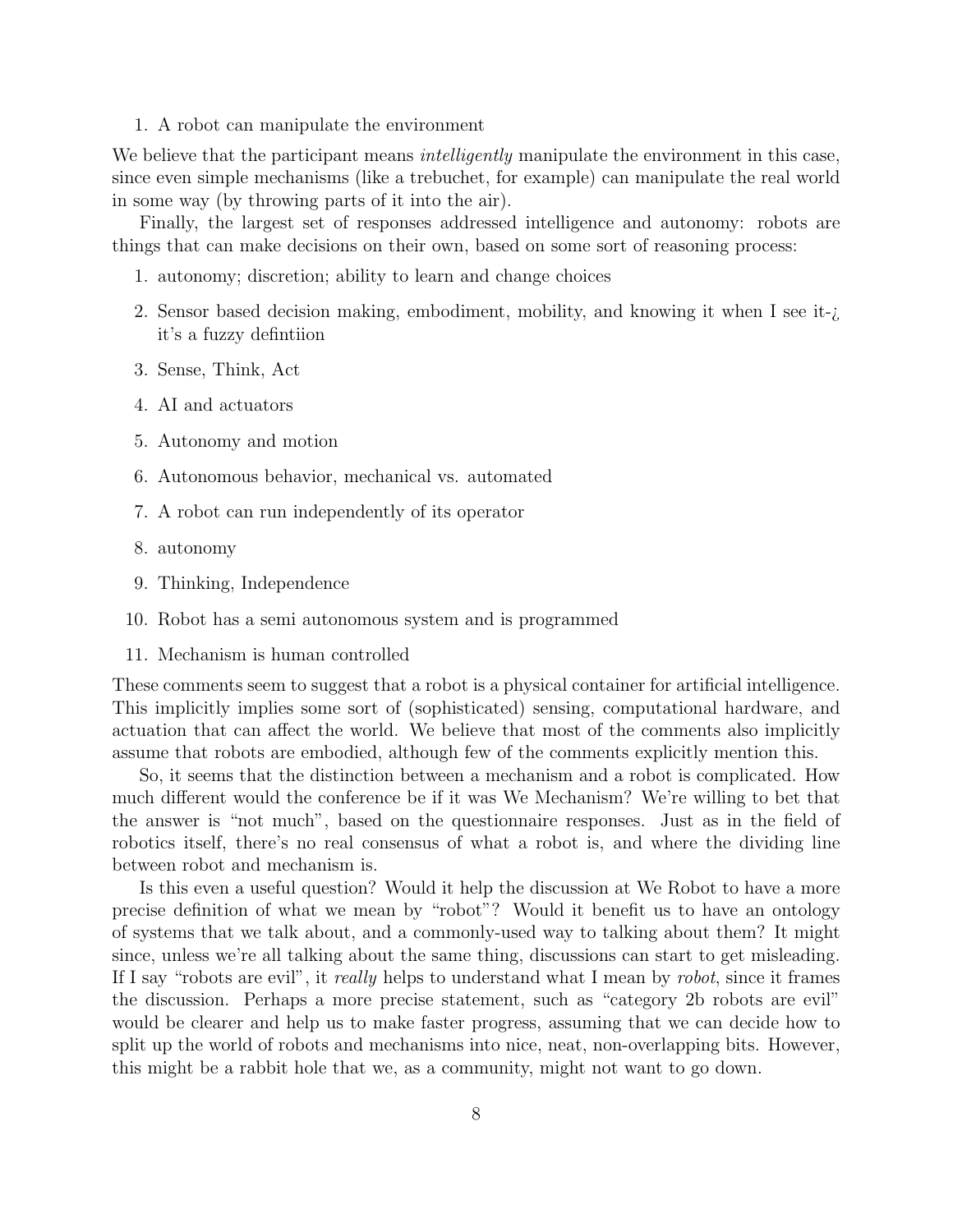1. A robot can manipulate the environment

We believe that the participant means *intelligently* manipulate the environment in this case, since even simple mechanisms (like a trebuchet, for example) can manipulate the real world in some way (by throwing parts of it into the air).

Finally, the largest set of responses addressed intelligence and autonomy: robots are things that can make decisions on their own, based on some sort of reasoning process:

1. autonomy; discretion; ability to learn and change choices
2. Sensor based decision making, embodiment, mobility, and knowing it when I see it-¿ it's a fuzzy defintiion
3. Sense, Think, Act
4. AI and actuators
5. Autonomy and motion
6. Autonomous behavior, mechanical vs. automated
7. A robot can run independently of its operator
8. autonomy
9. Thinking, Independence
10. Robot has a semi autonomous system and is programmed
11. Mechanism is human controlled

These comments seem to suggest that a robot is a physical container for artificial intelligence. This implicitly implies some sort of (sophisticated) sensing, computational hardware, and actuation that can affect the world. We believe that most of the comments also implicitly assume that robots are embodied, although few of the comments explicitly mention this.

So, it seems that the distinction between a mechanism and a robot is complicated. How much different would the conference be if it was We Mechanism? We're willing to bet that the answer is "not much", based on the questionnaire responses. Just as in the field of robotics itself, there's no real consensus of what a robot is, and where the dividing line between robot and mechanism is.

Is this even a useful question? Would it help the discussion at We Robot to have a more precise definition of what we mean by "robot"? Would it benefit us to have an ontology of systems that we talk about, and a commonly-used way to talking about them? It might since, unless we're all talking about the same thing, discussions can start to get misleading. If I say "robots are evil", it *really* helps to understand what I mean by *robot*, since it frames the discussion. Perhaps a more precise statement, such as "category 2b robots are evil" would be clearer and help us to make faster progress, assuming that we can decide how to split up the world of robots and mechanisms into nice, neat, non-overlapping bits. However, this might be a rabbit hole that we, as a community, might not want to go down.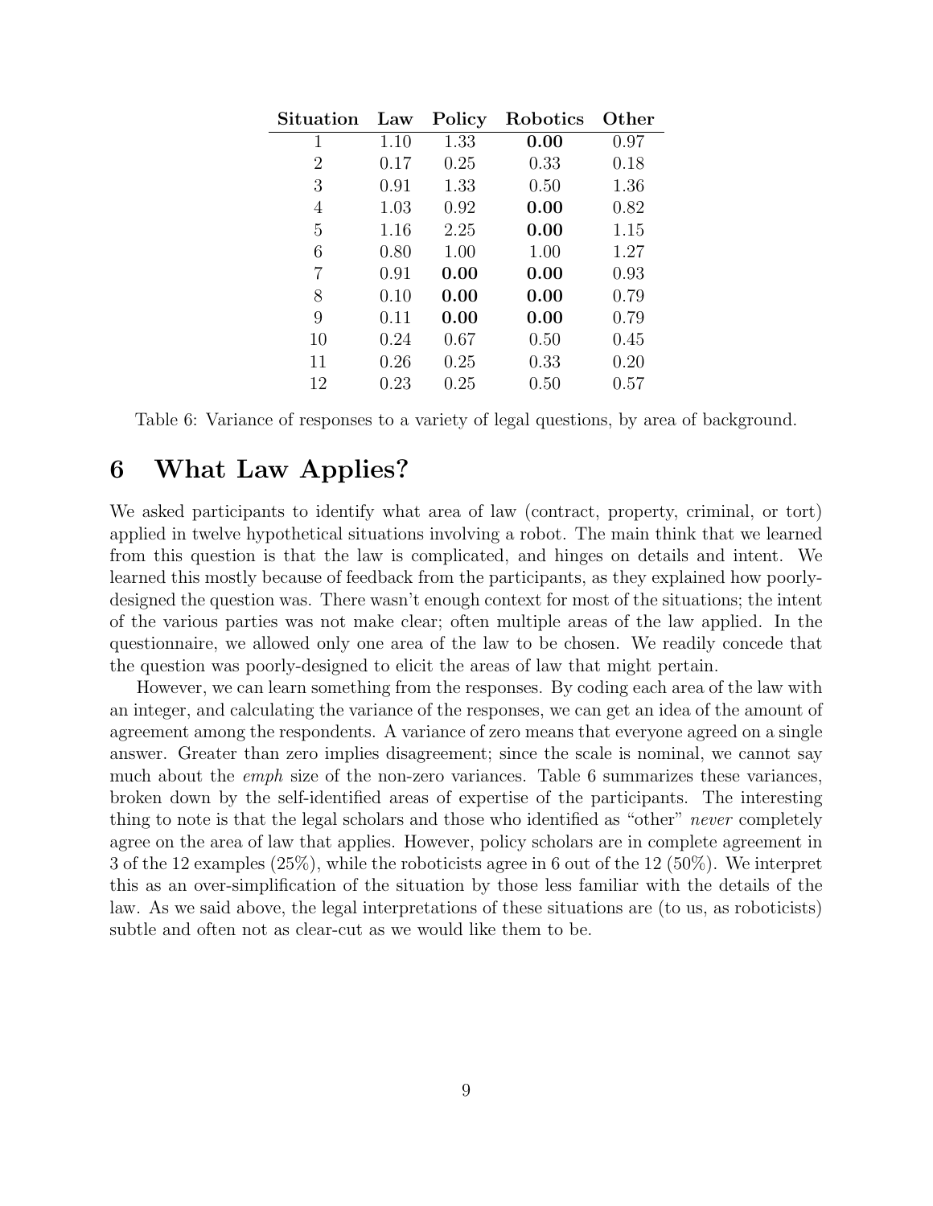| Situation | Law | Policy | Robotics | Other |
|---|---|---|---|---|
| 1 | 1.10 | 1.33 | **0.00** | 0.97 |
| 2 | 0.17 | 0.25 | 0.33 | 0.18 |
| 3 | 0.91 | 1.33 | 0.50 | 1.36 |
| 4 | 1.03 | 0.92 | **0.00** | 0.82 |
| 5 | 1.16 | 2.25 | **0.00** | 1.15 |
| 6 | 0.80 | 1.00 | 1.00 | 1.27 |
| 7 | 0.91 | **0.00** | **0.00** | 0.93 |
| 8 | 0.10 | **0.00** | **0.00** | 0.79 |
| 9 | 0.11 | **0.00** | **0.00** | 0.79 |
| 10 | 0.24 | 0.67 | 0.50 | 0.45 |
| 11 | 0.26 | 0.25 | 0.33 | 0.20 |
| 12 | 0.23 | 0.25 | 0.50 | 0.57 |

Table 6: Variance of responses to a variety of legal questions, by area of background.

# 6 What Law Applies?

We asked participants to identify what area of law (contract, property, criminal, or tort) applied in twelve hypothetical situations involving a robot. The main think that we learned from this question is that the law is complicated, and hinges on details and intent. We learned this mostly because of feedback from the participants, as they explained how poorly-designed the question was. There wasn't enough context for most of the situations; the intent of the various parties was not make clear; often multiple areas of the law applied. In the questionnaire, we allowed only one area of the law to be chosen. We readily concede that the question was poorly-designed to elicit the areas of law that might pertain.

However, we can learn something from the responses. By coding each area of the law with an integer, and calculating the variance of the responses, we can get an idea of the amount of agreement among the respondents. A variance of zero means that everyone agreed on a single answer. Greater than zero implies disagreement; since the scale is nominal, we cannot say much about the *emph* size of the non-zero variances. Table 6 summarizes these variances, broken down by the self-identified areas of expertise of the participants. The interesting thing to note is that the legal scholars and those who identified as "other" *never* completely agree on the area of law that applies. However, policy scholars are in complete agreement in 3 of the 12 examples (25%), while the roboticists agree in 6 out of the 12 (50%). We interpret this as an over-simplification of the situation by those less familiar with the details of the law. As we said above, the legal interpretations of these situations are (to us, as roboticists) subtle and often not as clear-cut as we would like them to be.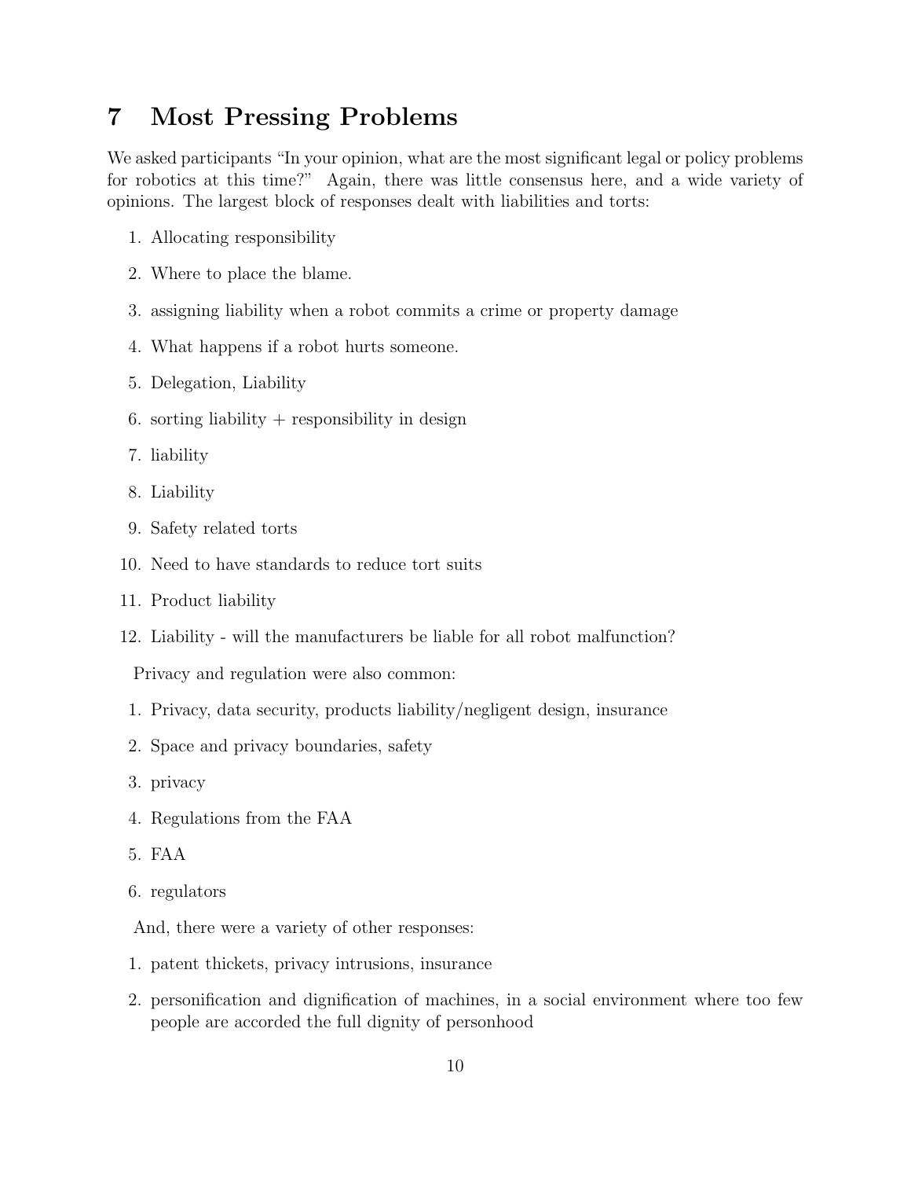## 7 Most Pressing Problems

We asked participants "In your opinion, what are the most significant legal or policy problems for robotics at this time?" Again, there was little consensus here, and a wide variety of opinions. The largest block of responses dealt with liabilities and torts:

1. Allocating responsibility
2. Where to place the blame.
3. assigning liability when a robot commits a crime or property damage
4. What happens if a robot hurts someone.
5. Delegation, Liability
6. sorting liability + responsibility in design
7. liability
8. Liability
9. Safety related torts
10. Need to have standards to reduce tort suits
11. Product liability
12. Liability - will the manufacturers be liable for all robot malfunction?

Privacy and regulation were also common:

1. Privacy, data security, products liability/negligent design, insurance
2. Space and privacy boundaries, safety
3. privacy
4. Regulations from the FAA
5. FAA
6. regulators

And, there were a variety of other responses:

1. patent thickets, privacy intrusions, insurance
2. personification and dignification of machines, in a social environment where too few people are accorded the full dignity of personhood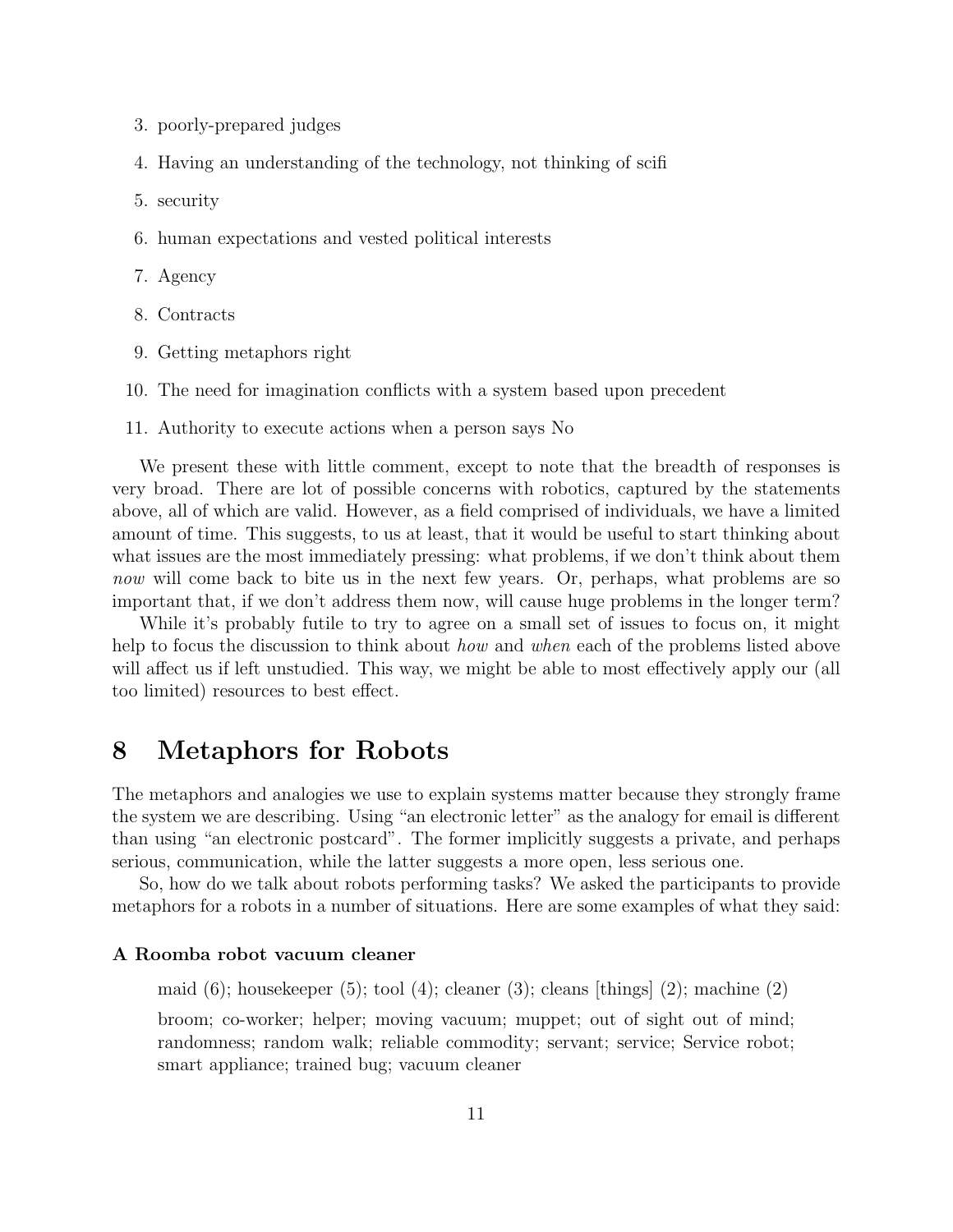3. poorly-prepared judges
4. Having an understanding of the technology, not thinking of scifi
5. security
6. human expectations and vested political interests
7. Agency
8. Contracts
9. Getting metaphors right
10. The need for imagination conflicts with a system based upon precedent
11. Authority to execute actions when a person says No

We present these with little comment, except to note that the breadth of responses is very broad. There are lot of possible concerns with robotics, captured by the statements above, all of which are valid. However, as a field comprised of individuals, we have a limited amount of time. This suggests, to us at least, that it would be useful to start thinking about what issues are the most immediately pressing: what problems, if we don't think about them *now* will come back to bite us in the next few years. Or, perhaps, what problems are so important that, if we don't address them now, will cause huge problems in the longer term?

While it's probably futile to try to agree on a small set of issues to focus on, it might help to focus the discussion to think about *how* and *when* each of the problems listed above will affect us if left unstudied. This way, we might be able to most effectively apply our (all too limited) resources to best effect.

# 8 Metaphors for Robots

The metaphors and analogies we use to explain systems matter because they strongly frame the system we are describing. Using "an electronic letter" as the analogy for email is different than using "an electronic postcard". The former implicitly suggests a private, and perhaps serious, communication, while the latter suggests a more open, less serious one.

So, how do we talk about robots performing tasks? We asked the participants to provide metaphors for a robots in a number of situations. Here are some examples of what they said:

**A Roomba robot vacuum cleaner**

maid (6); housekeeper (5); tool (4); cleaner (3); cleans [things] (2); machine (2)

broom; co-worker; helper; moving vacuum; muppet; out of sight out of mind; randomness; random walk; reliable commodity; servant; service; Service robot; smart appliance; trained bug; vacuum cleaner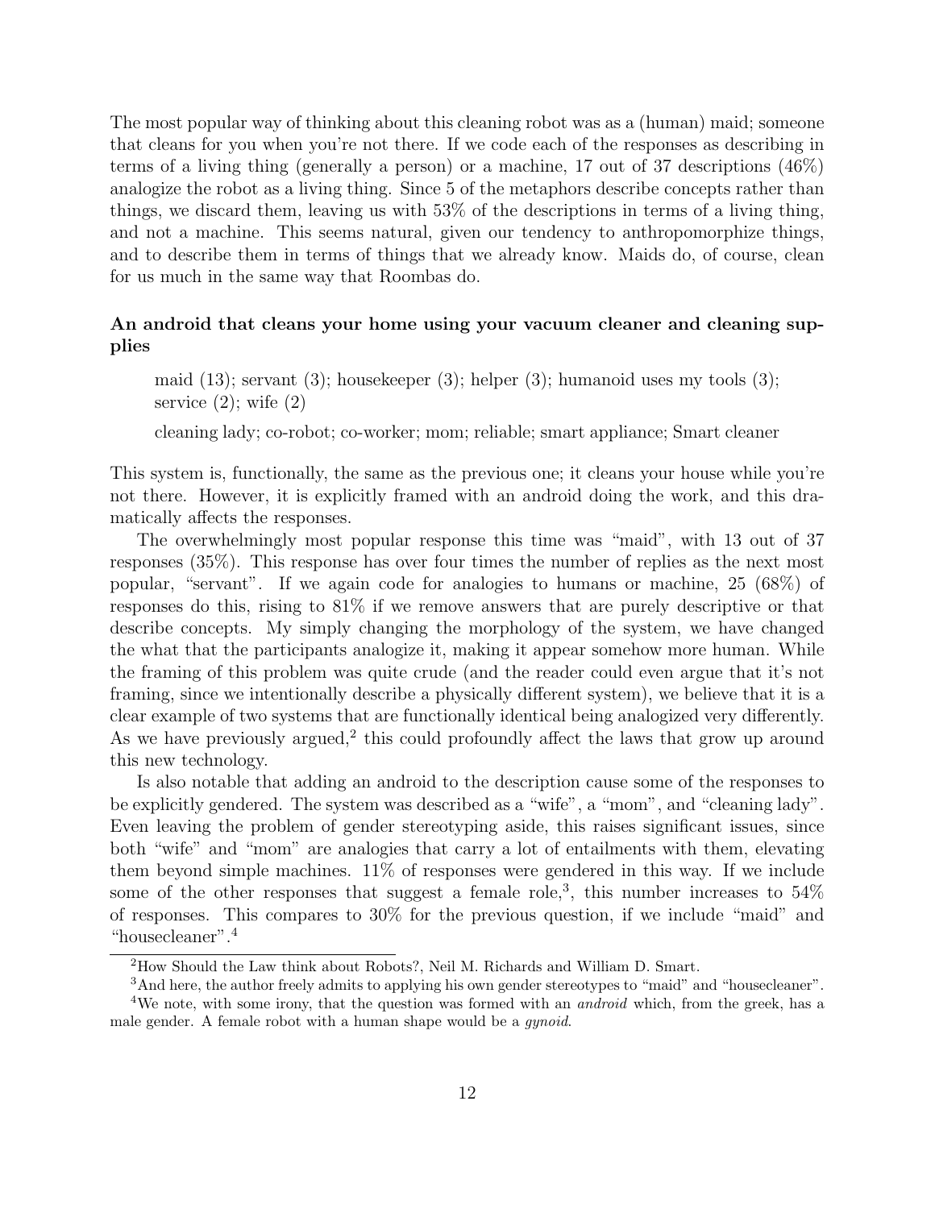The most popular way of thinking about this cleaning robot was as a (human) maid; someone that cleans for you when you're not there. If we code each of the responses as describing in terms of a living thing (generally a person) or a machine, 17 out of 37 descriptions (46%) analogize the robot as a living thing. Since 5 of the metaphors describe concepts rather than things, we discard them, leaving us with 53% of the descriptions in terms of a living thing, and not a machine. This seems natural, given our tendency to anthropomorphize things, and to describe them in terms of things that we already know. Maids do, of course, clean for us much in the same way that Roombas do.

### An android that cleans your home using your vacuum cleaner and cleaning supplies

> maid (13); servant (3); housekeeper (3); helper (3); humanoid uses my tools (3); service (2); wife (2)
>
> cleaning lady; co-robot; co-worker; mom; reliable; smart appliance; Smart cleaner

This system is, functionally, the same as the previous one; it cleans your house while you're not there. However, it is explicitly framed with an android doing the work, and this dramatically affects the responses.

The overwhelmingly most popular response this time was "maid", with 13 out of 37 responses (35%). This response has over four times the number of replies as the next most popular, "servant". If we again code for analogies to humans or machine, 25 (68%) of responses do this, rising to 81% if we remove answers that are purely descriptive or that describe concepts. My simply changing the morphology of the system, we have changed the what that the participants analogize it, making it appear somehow more human. While the framing of this problem was quite crude (and the reader could even argue that it's not framing, since we intentionally describe a physically different system), we believe that it is a clear example of two systems that are functionally identical being analogized very differently. As we have previously argued,[2] this could profoundly affect the laws that grow up around this new technology.

Is also notable that adding an android to the description cause some of the responses to be explicitly gendered. The system was described as a "wife", a "mom", and "cleaning lady". Even leaving the problem of gender stereotyping aside, this raises significant issues, since both "wife" and "mom" are analogies that carry a lot of entailments with them, elevating them beyond simple machines. 11% of responses were gendered in this way. If we include some of the other responses that suggest a female role,[3], this number increases to 54% of responses. This compares to 30% for the previous question, if we include "maid" and "housecleaner".[4]

---

[2] How Should the Law think about Robots?, Neil M. Richards and William D. Smart.

[3] And here, the author freely admits to applying his own gender stereotypes to "maid" and "housecleaner".

[4] We note, with some irony, that the question was formed with an *android* which, from the greek, has a male gender. A female robot with a human shape would be a *gynoid*.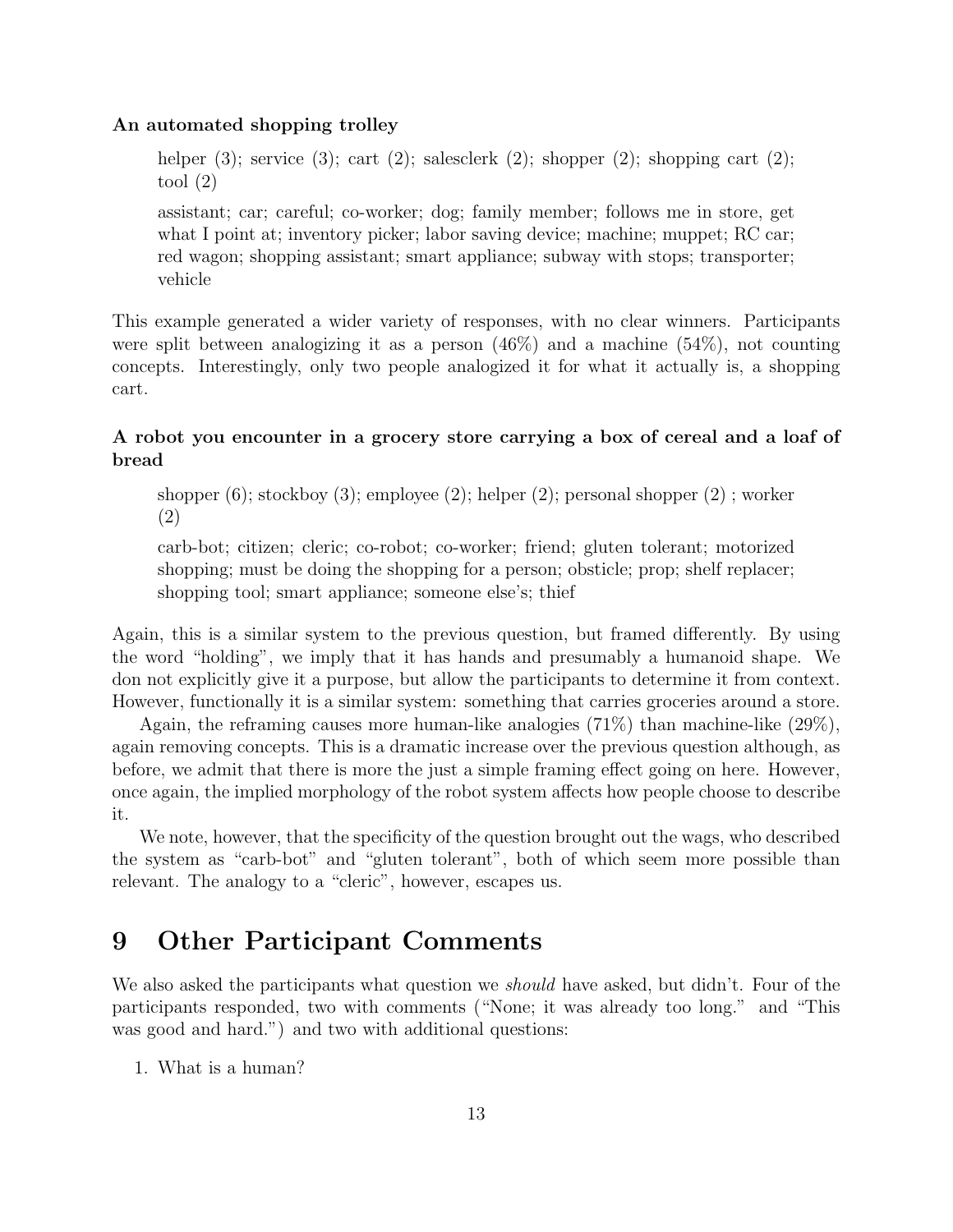**An automated shopping trolley**

> helper (3); service (3); cart (2); salesclerk (2); shopper (2); shopping cart (2); tool (2)
>
> assistant; car; careful; co-worker; dog; family member; follows me in store, get what I point at; inventory picker; labor saving device; machine; muppet; RC car; red wagon; shopping assistant; smart appliance; subway with stops; transporter; vehicle

This example generated a wider variety of responses, with no clear winners. Participants were split between analogizing it as a person (46%) and a machine (54%), not counting concepts. Interestingly, only two people analogized it for what it actually is, a shopping cart.

**A robot you encounter in a grocery store carrying a box of cereal and a loaf of bread**

> shopper (6); stockboy (3); employee (2); helper (2); personal shopper (2) ; worker (2)
>
> carb-bot; citizen; cleric; co-robot; co-worker; friend; gluten tolerant; motorized shopping; must be doing the shopping for a person; obsticle; prop; shelf replacer; shopping tool; smart appliance; someone else's; thief

Again, this is a similar system to the previous question, but framed differently. By using the word "holding", we imply that it has hands and presumably a humanoid shape. We don not explicitly give it a purpose, but allow the participants to determine it from context. However, functionally it is a similar system: something that carries groceries around a store.

Again, the reframing causes more human-like analogies (71%) than machine-like (29%), again removing concepts. This is a dramatic increase over the previous question although, as before, we admit that there is more the just a simple framing effect going on here. However, once again, the implied morphology of the robot system affects how people choose to describe it.

We note, however, that the specificity of the question brought out the wags, who described the system as "carb-bot" and "gluten tolerant", both of which seem more possible than relevant. The analogy to a "cleric", however, escapes us.

# 9 Other Participant Comments

We also asked the participants what question we *should* have asked, but didn't. Four of the participants responded, two with comments ("None; it was already too long." and "This was good and hard.") and two with additional questions:

1. What is a human?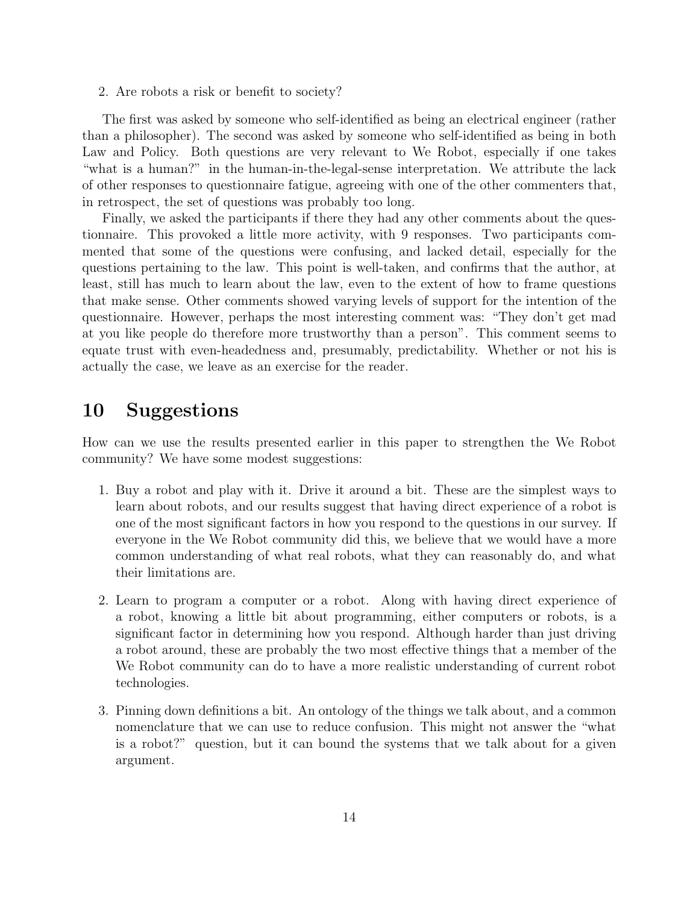2. Are robots a risk or benefit to society?

The first was asked by someone who self-identified as being an electrical engineer (rather than a philosopher). The second was asked by someone who self-identified as being in both Law and Policy. Both questions are very relevant to We Robot, especially if one takes "what is a human?" in the human-in-the-legal-sense interpretation. We attribute the lack of other responses to questionnaire fatigue, agreeing with one of the other commenters that, in retrospect, the set of questions was probably too long.

Finally, we asked the participants if there they had any other comments about the questionnaire. This provoked a little more activity, with 9 responses. Two participants commented that some of the questions were confusing, and lacked detail, especially for the questions pertaining to the law. This point is well-taken, and confirms that the author, at least, still has much to learn about the law, even to the extent of how to frame questions that make sense. Other comments showed varying levels of support for the intention of the questionnaire. However, perhaps the most interesting comment was: "They don't get mad at you like people do therefore more trustworthy than a person". This comment seems to equate trust with even-headedness and, presumably, predictability. Whether or not his is actually the case, we leave as an exercise for the reader.

# 10 Suggestions

How can we use the results presented earlier in this paper to strengthen the We Robot community? We have some modest suggestions:

1. Buy a robot and play with it. Drive it around a bit. These are the simplest ways to learn about robots, and our results suggest that having direct experience of a robot is one of the most significant factors in how you respond to the questions in our survey. If everyone in the We Robot community did this, we believe that we would have a more common understanding of what real robots, what they can reasonably do, and what their limitations are.

2. Learn to program a computer or a robot. Along with having direct experience of a robot, knowing a little bit about programming, either computers or robots, is a significant factor in determining how you respond. Although harder than just driving a robot around, these are probably the two most effective things that a member of the We Robot community can do to have a more realistic understanding of current robot technologies.

3. Pinning down definitions a bit. An ontology of the things we talk about, and a common nomenclature that we can use to reduce confusion. This might not answer the "what is a robot?" question, but it can bound the systems that we talk about for a given argument.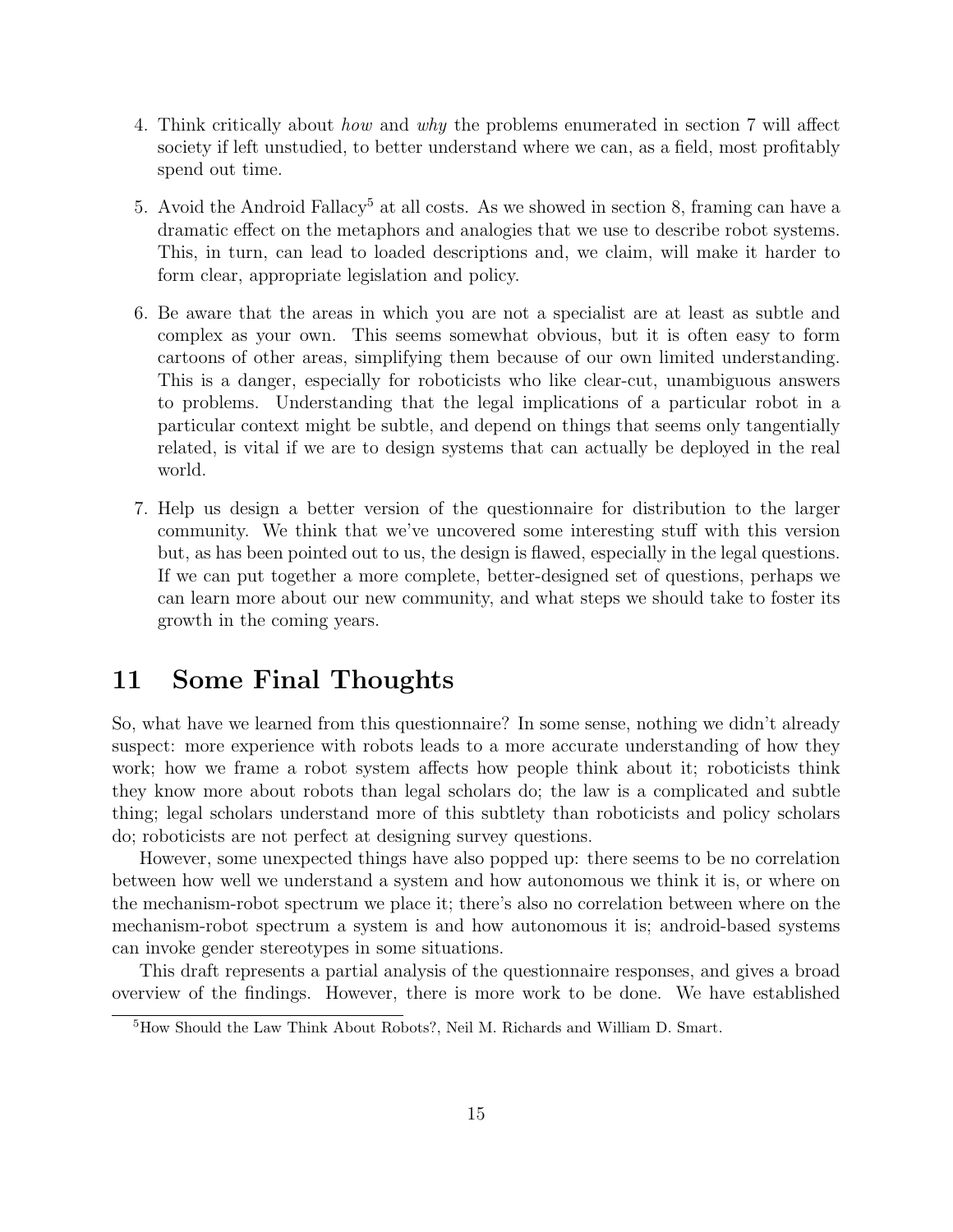4. Think critically about *how* and *why* the problems enumerated in section 7 will affect society if left unstudied, to better understand where we can, as a field, most profitably spend out time.

5. Avoid the Android Fallacy[5] at all costs. As we showed in section 8, framing can have a dramatic effect on the metaphors and analogies that we use to describe robot systems. This, in turn, can lead to loaded descriptions and, we claim, will make it harder to form clear, appropriate legislation and policy.

6. Be aware that the areas in which you are not a specialist are at least as subtle and complex as your own. This seems somewhat obvious, but it is often easy to form cartoons of other areas, simplifying them because of our own limited understanding. This is a danger, especially for roboticists who like clear-cut, unambiguous answers to problems. Understanding that the legal implications of a particular robot in a particular context might be subtle, and depend on things that seems only tangentially related, is vital if we are to design systems that can actually be deployed in the real world.

7. Help us design a better version of the questionnaire for distribution to the larger community. We think that we've uncovered some interesting stuff with this version but, as has been pointed out to us, the design is flawed, especially in the legal questions. If we can put together a more complete, better-designed set of questions, perhaps we can learn more about our new community, and what steps we should take to foster its growth in the coming years.

# 11 Some Final Thoughts

So, what have we learned from this questionnaire? In some sense, nothing we didn't already suspect: more experience with robots leads to a more accurate understanding of how they work; how we frame a robot system affects how people think about it; roboticists think they know more about robots than legal scholars do; the law is a complicated and subtle thing; legal scholars understand more of this subtlety than roboticists and policy scholars do; roboticists are not perfect at designing survey questions.

However, some unexpected things have also popped up: there seems to be no correlation between how well we understand a system and how autonomous we think it is, or where on the mechanism-robot spectrum we place it; there's also no correlation between where on the mechanism-robot spectrum a system is and how autonomous it is; android-based systems can invoke gender stereotypes in some situations.

This draft represents a partial analysis of the questionnaire responses, and gives a broad overview of the findings. However, there is more work to be done. We have established

[5] How Should the Law Think About Robots?, Neil M. Richards and William D. Smart.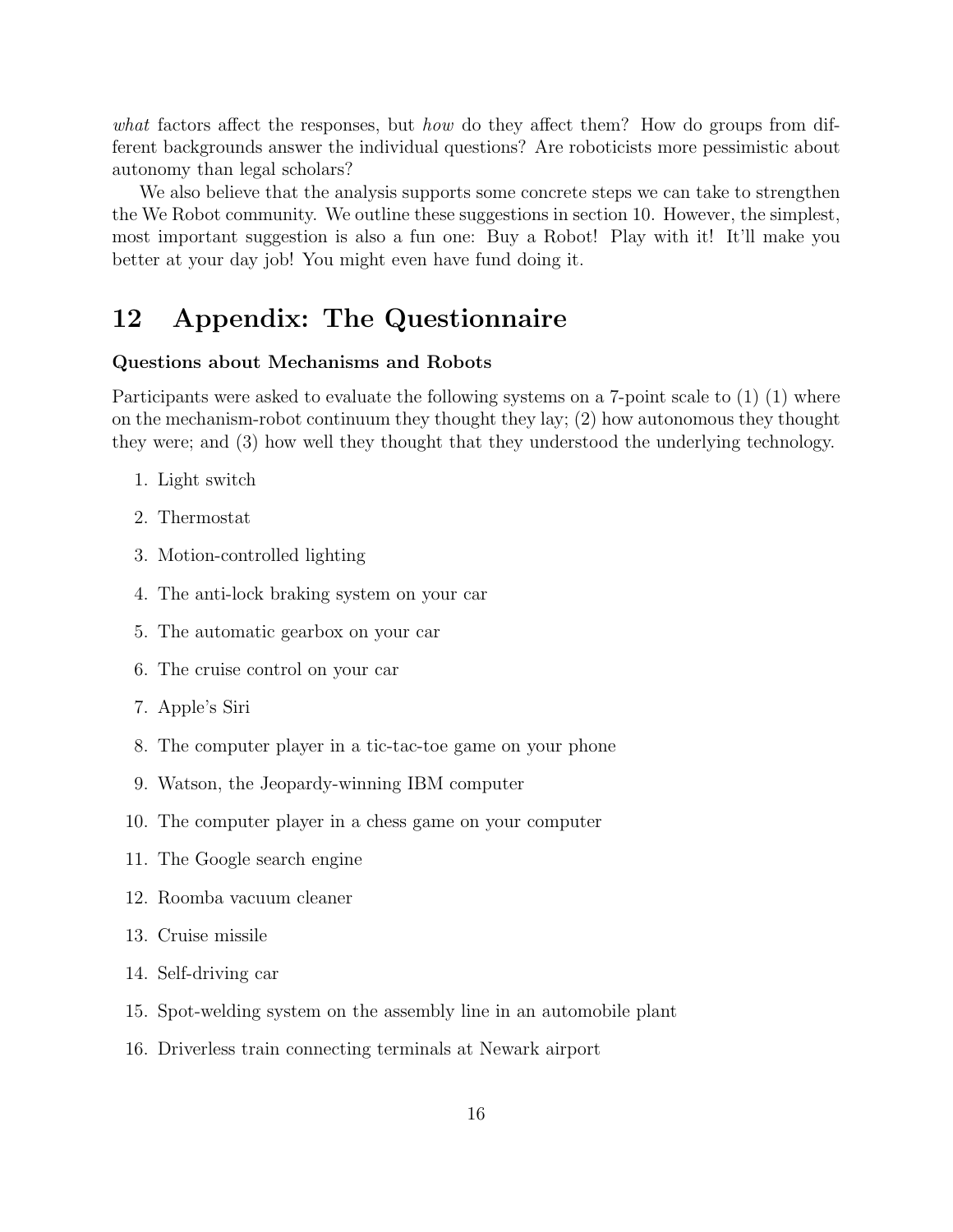*what* factors affect the responses, but *how* do they affect them? How do groups from different backgrounds answer the individual questions? Are roboticists more pessimistic about autonomy than legal scholars?

We also believe that the analysis supports some concrete steps we can take to strengthen the We Robot community. We outline these suggestions in section 10. However, the simplest, most important suggestion is also a fun one: Buy a Robot! Play with it! It'll make you better at your day job! You might even have fund doing it.

# 12 Appendix: The Questionnaire

### Questions about Mechanisms and Robots

Participants were asked to evaluate the following systems on a 7-point scale to (1) (1) where on the mechanism-robot continuum they thought they lay; (2) how autonomous they thought they were; and (3) how well they thought that they understood the underlying technology.

1. Light switch
2. Thermostat
3. Motion-controlled lighting
4. The anti-lock braking system on your car
5. The automatic gearbox on your car
6. The cruise control on your car
7. Apple's Siri
8. The computer player in a tic-tac-toe game on your phone
9. Watson, the Jeopardy-winning IBM computer
10. The computer player in a chess game on your computer
11. The Google search engine
12. Roomba vacuum cleaner
13. Cruise missile
14. Self-driving car
15. Spot-welding system on the assembly line in an automobile plant
16. Driverless train connecting terminals at Newark airport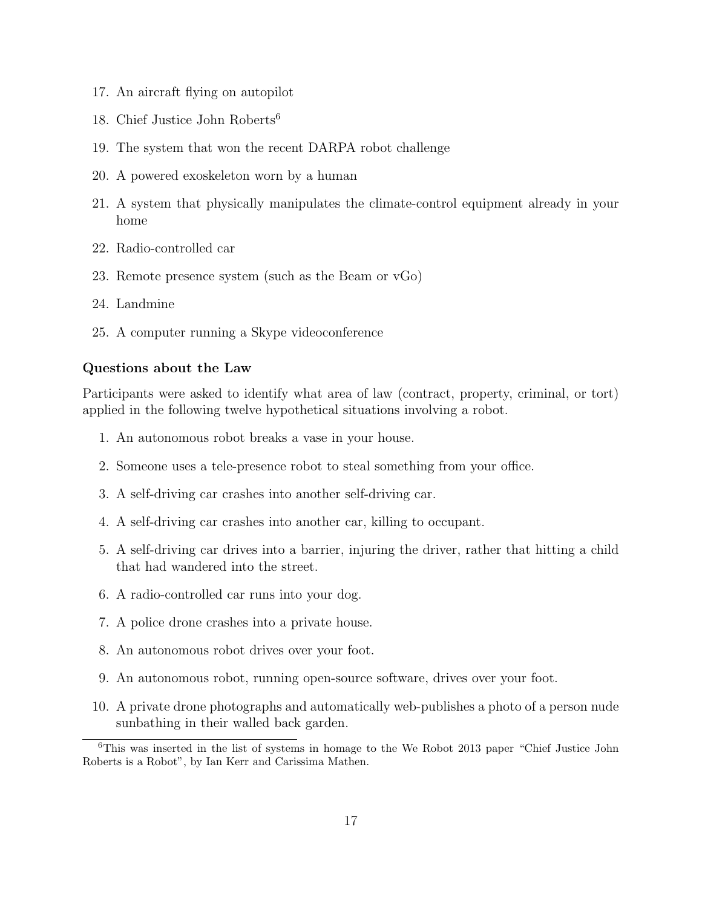17. An aircraft flying on autopilot
18. Chief Justice John Roberts[6]
19. The system that won the recent DARPA robot challenge
20. A powered exoskeleton worn by a human
21. A system that physically manipulates the climate-control equipment already in your home
22. Radio-controlled car
23. Remote presence system (such as the Beam or vGo)
24. Landmine
25. A computer running a Skype videoconference

**Questions about the Law**

Participants were asked to identify what area of law (contract, property, criminal, or tort) applied in the following twelve hypothetical situations involving a robot.

1. An autonomous robot breaks a vase in your house.
2. Someone uses a tele-presence robot to steal something from your office.
3. A self-driving car crashes into another self-driving car.
4. A self-driving car crashes into another car, killing to occupant.
5. A self-driving car drives into a barrier, injuring the driver, rather that hitting a child that had wandered into the street.
6. A radio-controlled car runs into your dog.
7. A police drone crashes into a private house.
8. An autonomous robot drives over your foot.
9. An autonomous robot, running open-source software, drives over your foot.
10. A private drone photographs and automatically web-publishes a photo of a person nude sunbathing in their walled back garden.

[6] This was inserted in the list of systems in homage to the We Robot 2013 paper "Chief Justice John Roberts is a Robot", by Ian Kerr and Carissima Mathen.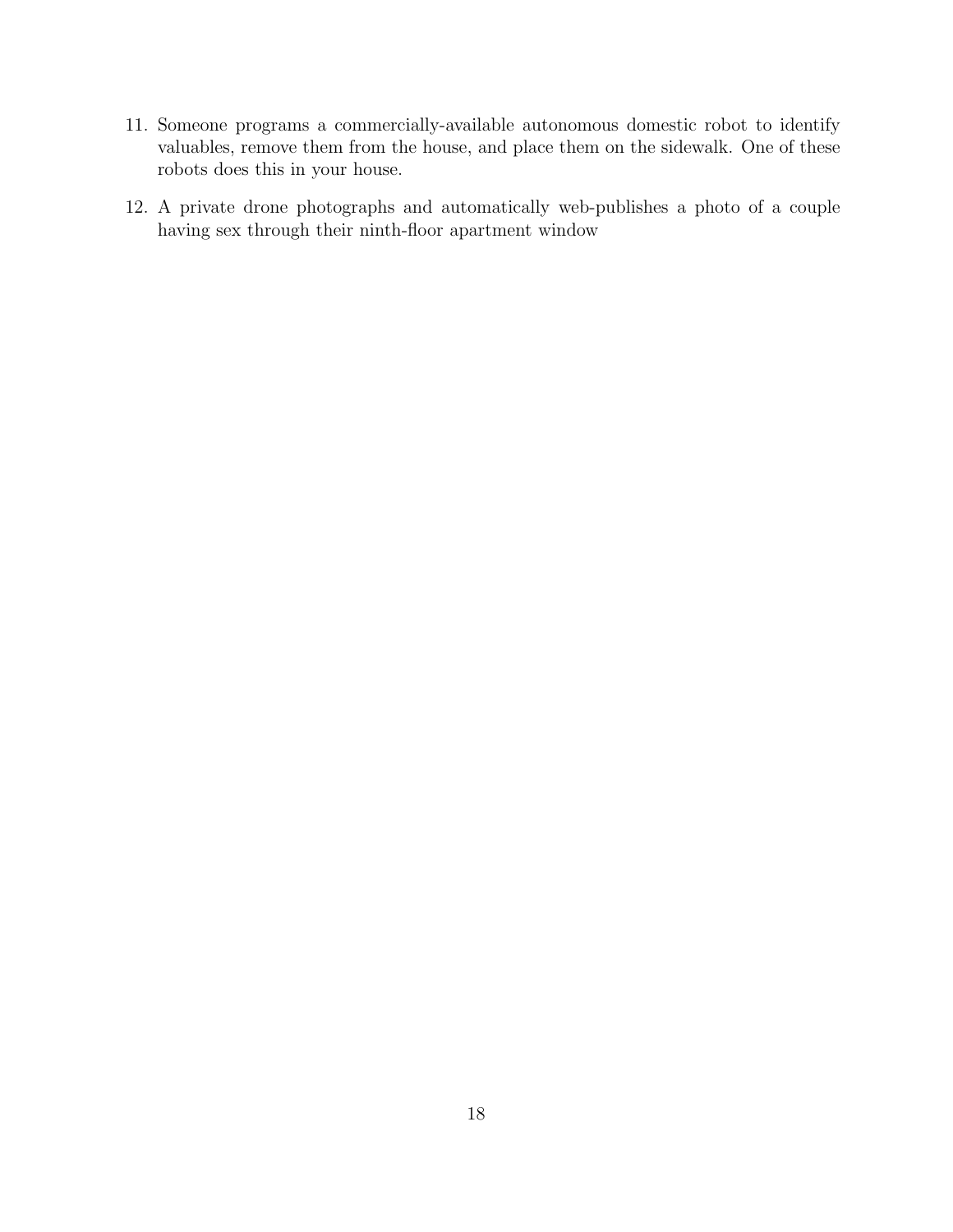11. Someone programs a commercially-available autonomous domestic robot to identify valuables, remove them from the house, and place them on the sidewalk. One of these robots does this in your house.

12. A private drone photographs and automatically web-publishes a photo of a couple having sex through their ninth-floor apartment window